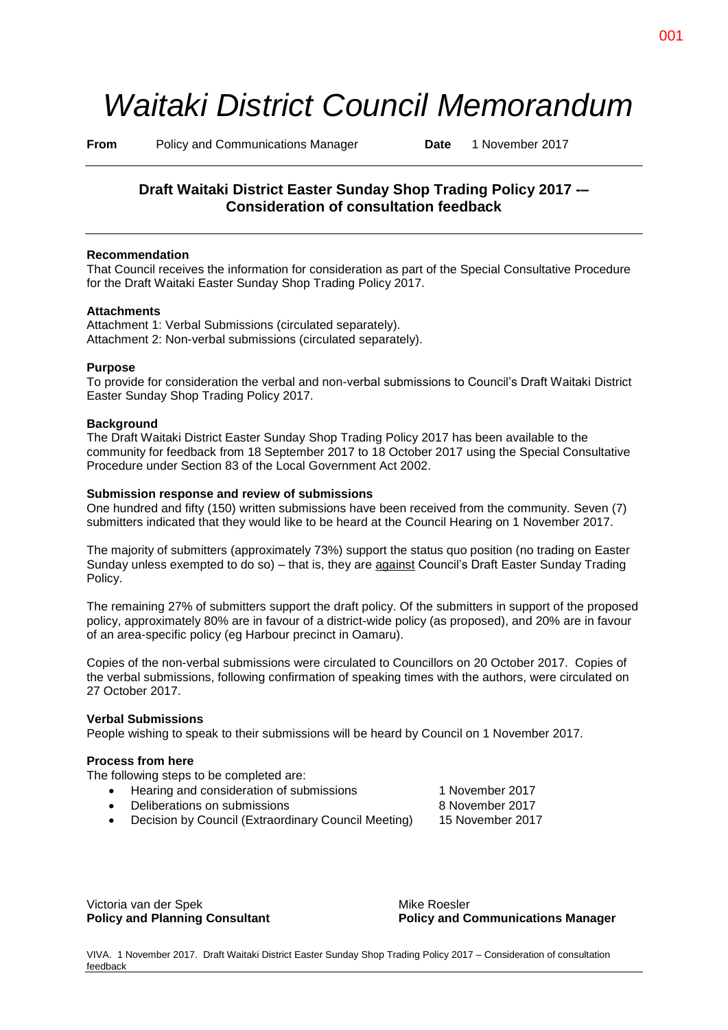# *Waitaki District Council Memorandum*

**From** Policy and Communications Manager **Date** 1 November 2017

## Draft Waitaki District Easter Sunday Shop Trading Policy 2017 -– Consideration of consultation feedback

**Recommendation**

That Council receives the information for consideration as part of the Special Consultative Procedure for the Draft Waitaki Easter Sunday Shop Trading Policy 2017.

**Attachments**

Attachment 1: Verbal Submissions (circulated separately).
Attachment 2: Non-verbal submissions (circulated separately).

**Purpose**

To provide for consideration the verbal and non-verbal submissions to Council's Draft Waitaki District Easter Sunday Shop Trading Policy 2017.

**Background**

The Draft Waitaki District Easter Sunday Shop Trading Policy 2017 has been available to the community for feedback from 18 September 2017 to 18 October 2017 using the Special Consultative Procedure under Section 83 of the Local Government Act 2002.

**Submission response and review of submissions**

One hundred and fifty (150) written submissions have been received from the community. Seven (7) submitters indicated that they would like to be heard at the Council Hearing on 1 November 2017.

The majority of submitters (approximately 73%) support the status quo position (no trading on Easter Sunday unless exempted to do so) – that is, they are against Council's Draft Easter Sunday Trading Policy.

The remaining 27% of submitters support the draft policy. Of the submitters in support of the proposed policy, approximately 80% are in favour of a district-wide policy (as proposed), and 20% are in favour of an area-specific policy (eg Harbour precinct in Oamaru).

Copies of the non-verbal submissions were circulated to Councillors on 20 October 2017. Copies of the verbal submissions, following confirmation of speaking times with the authors, were circulated on 27 October 2017.

**Verbal Submissions**

People wishing to speak to their submissions will be heard by Council on 1 November 2017.

**Process from here**

The following steps to be completed are:

- Hearing and consideration of submissions — 1 November 2017
- Deliberations on submissions — 8 November 2017
- Decision by Council (Extraordinary Council Meeting) — 15 November 2017

Victoria van der Spek
**Policy and Planning Consultant**

Mike Roesler
**Policy and Communications Manager**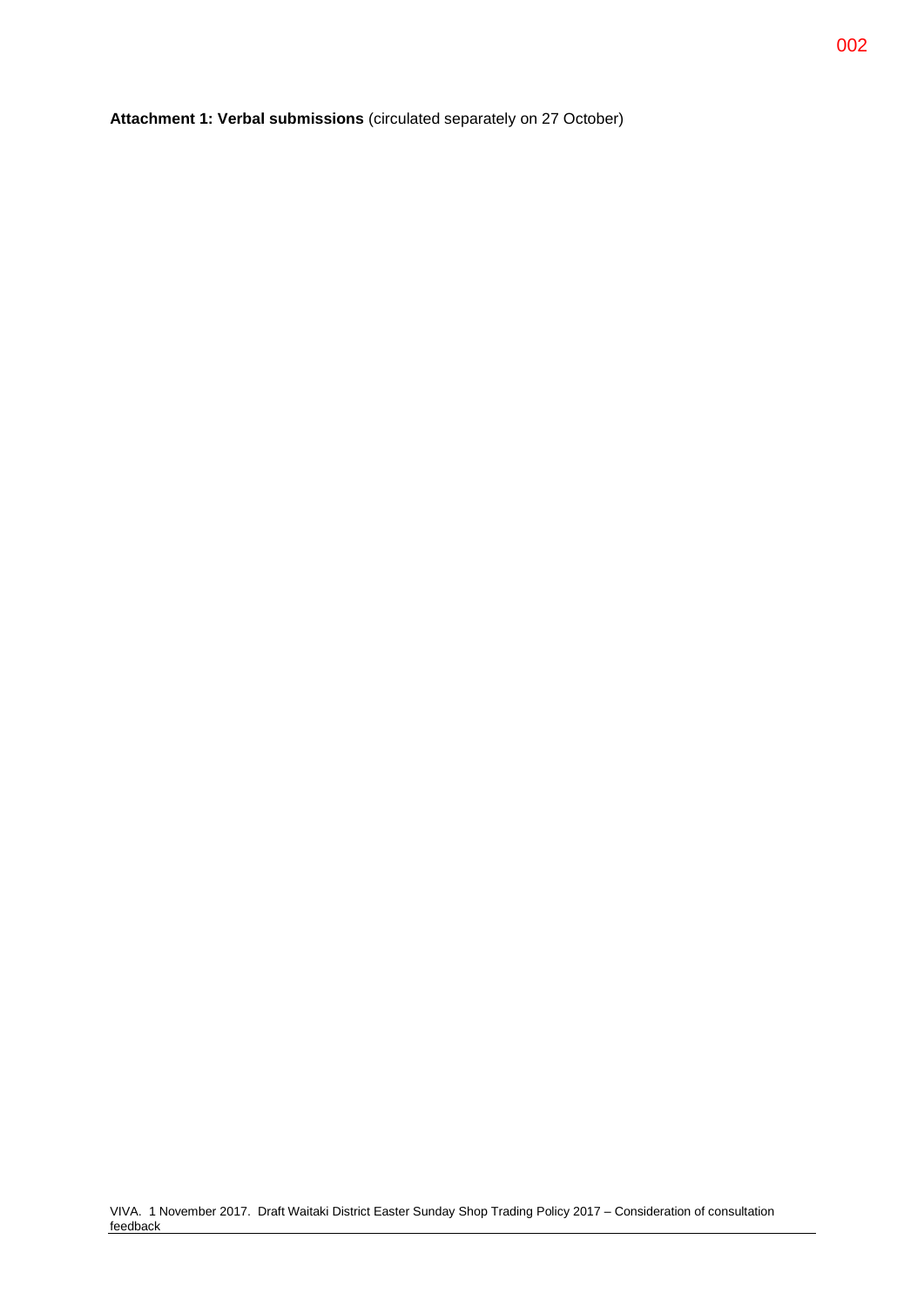**Attachment 1: Verbal submissions** (circulated separately on 27 October)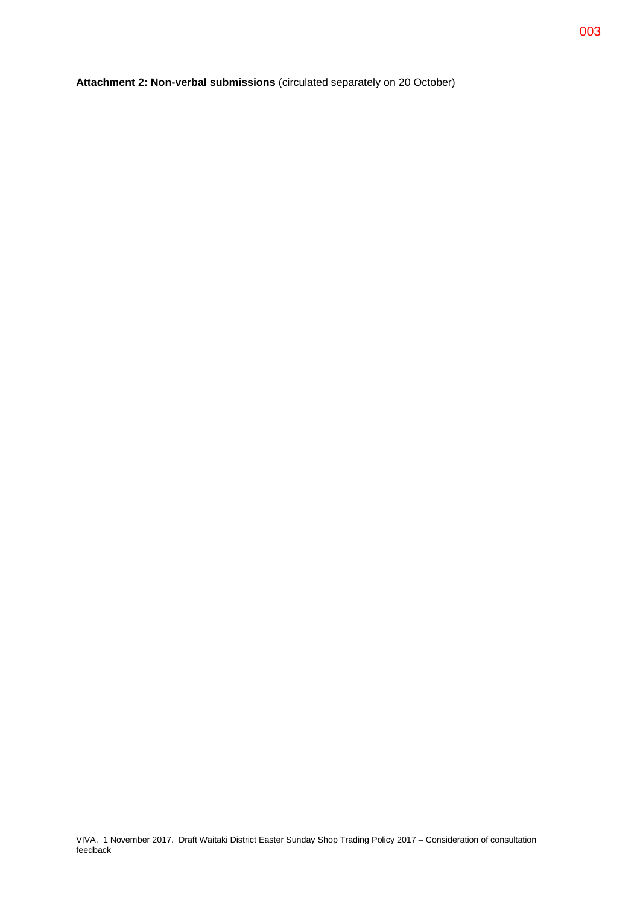**Attachment 2: Non-verbal submissions** (circulated separately on 20 October)